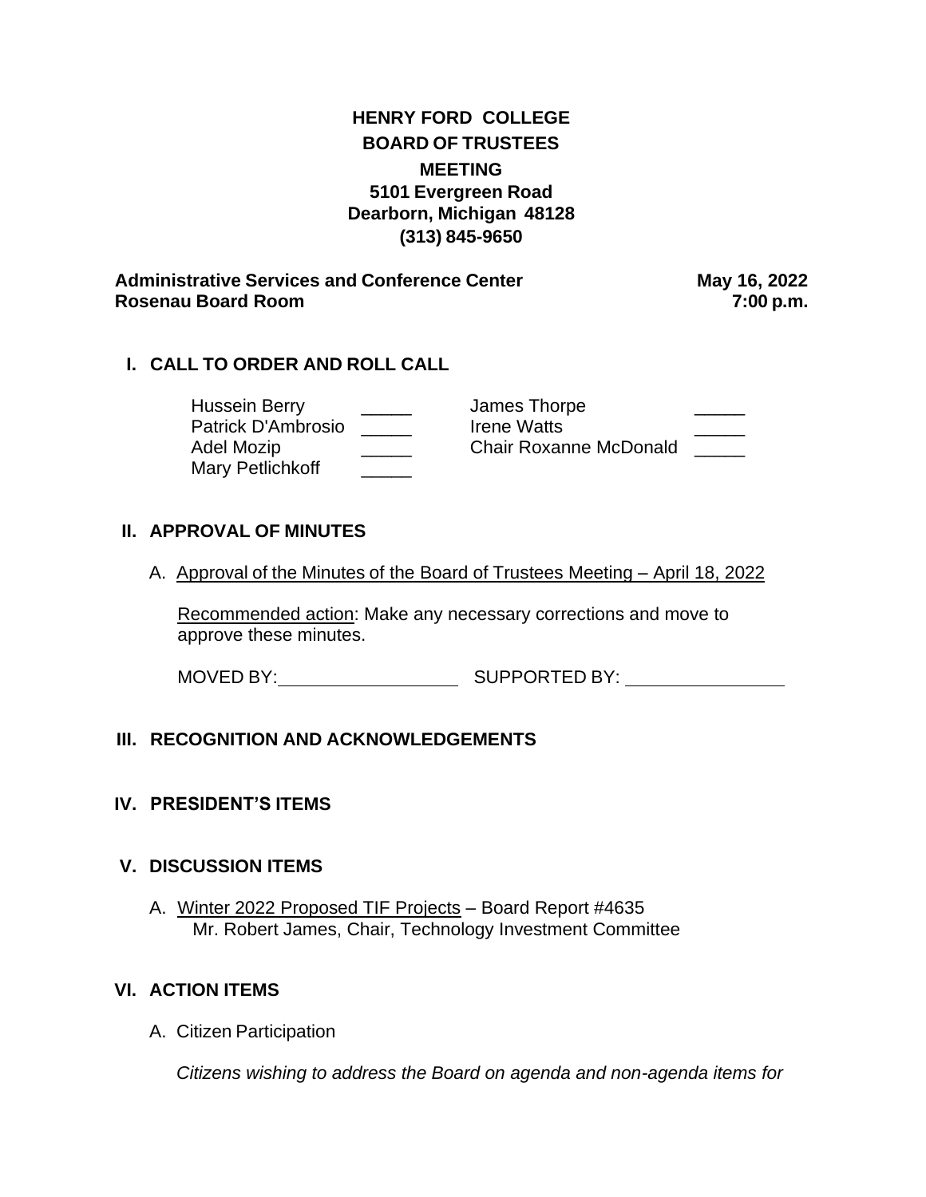# HENRY FORD COLLEGE
## BOARD OF TRUSTEES
### MEETING
**5101 Evergreen Road**
**Dearborn, Michigan 48128**
**(313) 845-9650**

**Administrative Services and Conference Center** — **May 16, 2022**
**Rosenau Board Room** — **7:00 p.m.**

## I. CALL TO ORDER AND ROLL CALL

| | | | |
|---|---|---|---|
| Hussein Berry | _____ | James Thorpe | _____ |
| Patrick D'Ambrosio | _____ | Irene Watts | _____ |
| Adel Mozip | _____ | Chair Roxanne McDonald | _____ |
| Mary Petlichkoff | _____ | | |

## II. APPROVAL OF MINUTES

A. Approval of the Minutes of the Board of Trustees Meeting – April 18, 2022

Recommended action: Make any necessary corrections and move to approve these minutes.

MOVED BY:__________________ SUPPORTED BY: ________________

## III. RECOGNITION AND ACKNOWLEDGEMENTS

## IV. PRESIDENT'S ITEMS

## V. DISCUSSION ITEMS

A. Winter 2022 Proposed TIF Projects – Board Report #4635
Mr. Robert James, Chair, Technology Investment Committee

## VI. ACTION ITEMS

A. Citizen Participation

*Citizens wishing to address the Board on agenda and non-agenda items for*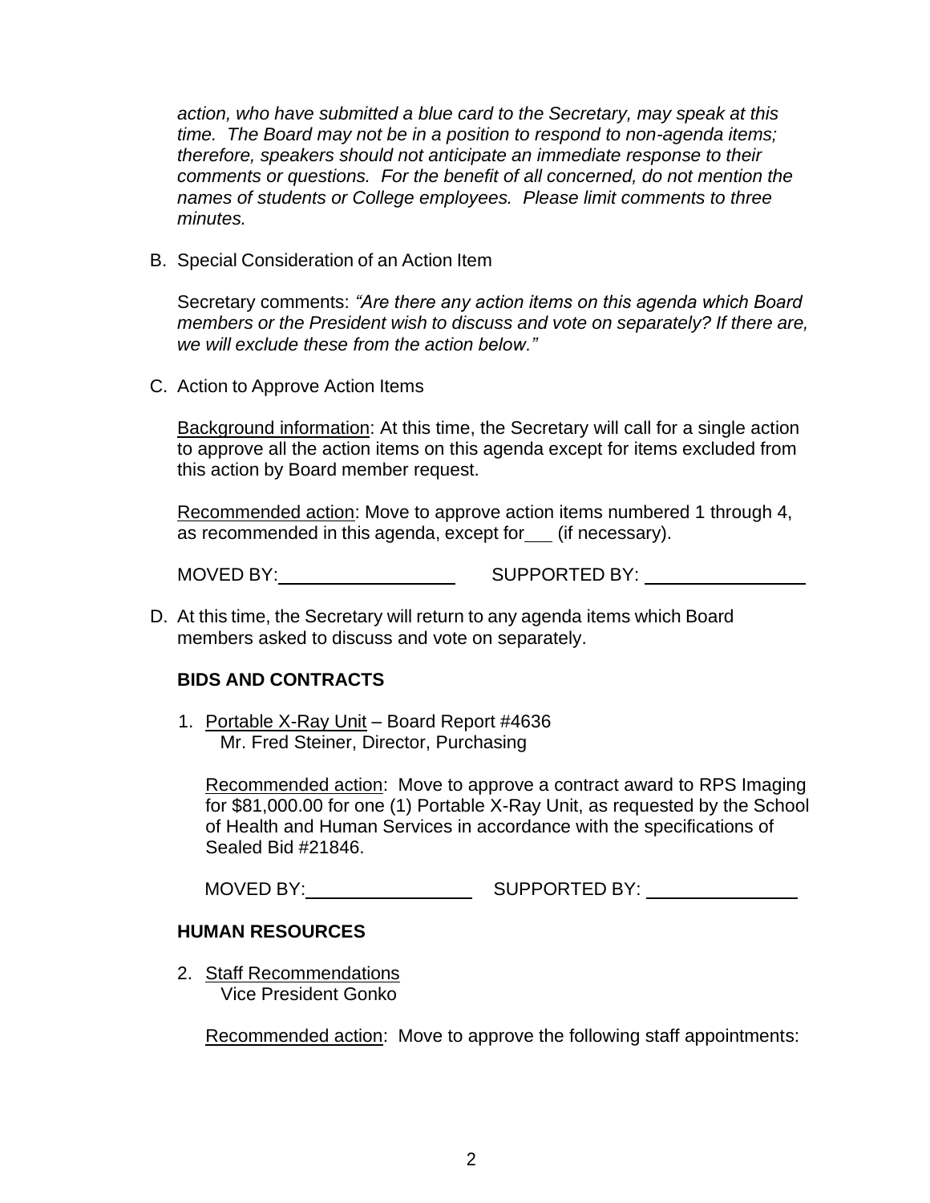*action, who have submitted a blue card to the Secretary, may speak at this time. The Board may not be in a position to respond to non-agenda items; therefore, speakers should not anticipate an immediate response to their comments or questions. For the benefit of all concerned, do not mention the names of students or College employees. Please limit comments to three minutes.*

B. Special Consideration of an Action Item

Secretary comments: *"Are there any action items on this agenda which Board members or the President wish to discuss and vote on separately? If there are, we will exclude these from the action below."*

C. Action to Approve Action Items

Background information: At this time, the Secretary will call for a single action to approve all the action items on this agenda except for items excluded from this action by Board member request.

Recommended action: Move to approve action items numbered 1 through 4, as recommended in this agenda, except for___ (if necessary).

MOVED BY:__________________ SUPPORTED BY: __________________

D. At this time, the Secretary will return to any agenda items which Board members asked to discuss and vote on separately.

**BIDS AND CONTRACTS**

1. Portable X-Ray Unit – Board Report #4636
   Mr. Fred Steiner, Director, Purchasing

   Recommended action: Move to approve a contract award to RPS Imaging for $81,000.00 for one (1) Portable X-Ray Unit, as requested by the School of Health and Human Services in accordance with the specifications of Sealed Bid #21846.

   MOVED BY:__________________ SUPPORTED BY: __________________

**HUMAN RESOURCES**

2. Staff Recommendations
   Vice President Gonko

   Recommended action: Move to approve the following staff appointments: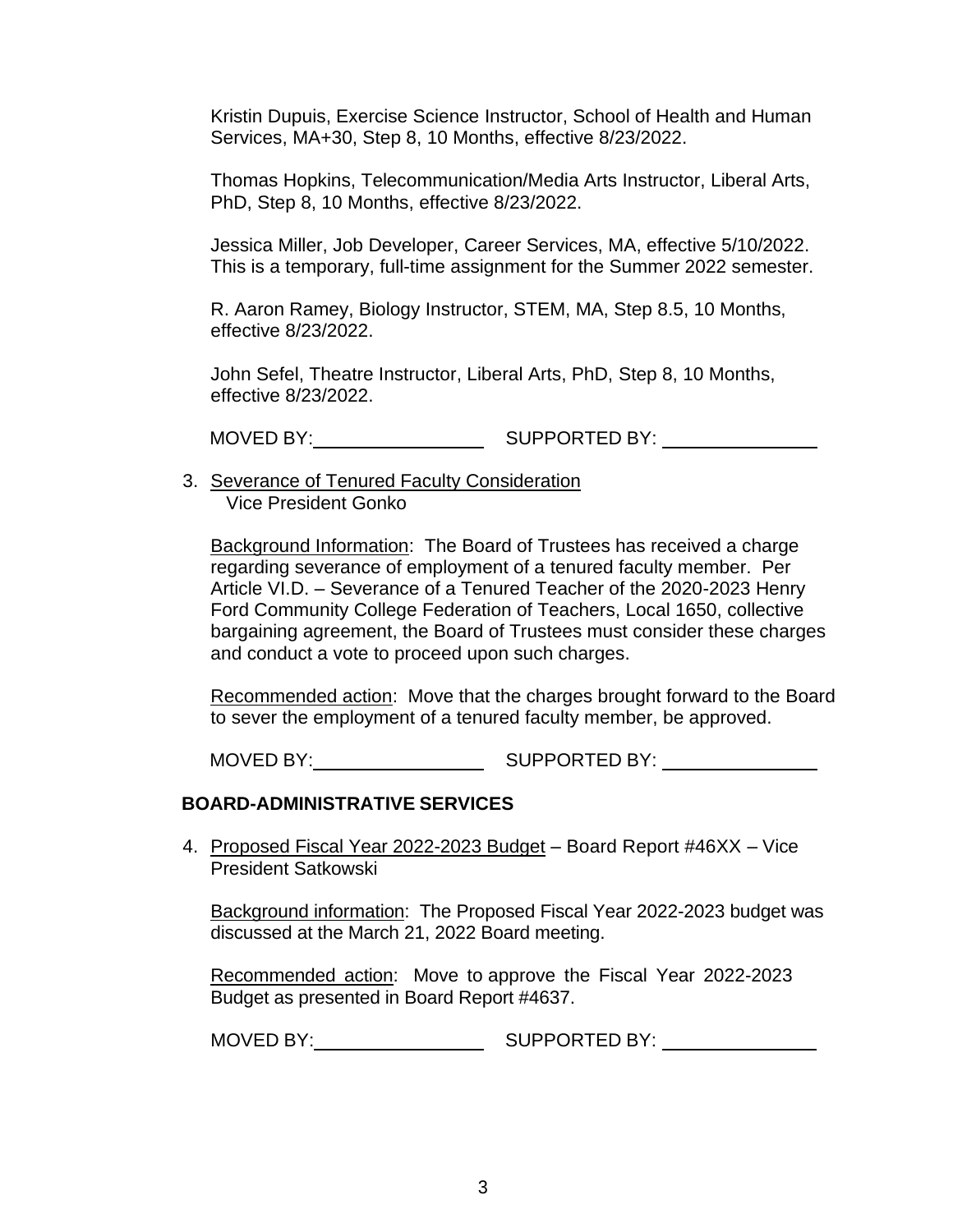Kristin Dupuis, Exercise Science Instructor, School of Health and Human Services, MA+30, Step 8, 10 Months, effective 8/23/2022.

Thomas Hopkins, Telecommunication/Media Arts Instructor, Liberal Arts, PhD, Step 8, 10 Months, effective 8/23/2022.

Jessica Miller, Job Developer, Career Services, MA, effective 5/10/2022. This is a temporary, full-time assignment for the Summer 2022 semester.

R. Aaron Ramey, Biology Instructor, STEM, MA, Step 8.5, 10 Months, effective 8/23/2022.

John Sefel, Theatre Instructor, Liberal Arts, PhD, Step 8, 10 Months, effective 8/23/2022.

MOVED BY:\_\_\_\_\_\_\_\_\_\_\_\_\_\_\_\_ SUPPORTED BY: \_\_\_\_\_\_\_\_\_\_\_\_\_\_\_\_

3. Severance of Tenured Faculty Consideration
   Vice President Gonko

   Background Information: The Board of Trustees has received a charge regarding severance of employment of a tenured faculty member. Per Article VI.D. – Severance of a Tenured Teacher of the 2020-2023 Henry Ford Community College Federation of Teachers, Local 1650, collective bargaining agreement, the Board of Trustees must consider these charges and conduct a vote to proceed upon such charges.

   Recommended action: Move that the charges brought forward to the Board to sever the employment of a tenured faculty member, be approved.

   MOVED BY:\_\_\_\_\_\_\_\_\_\_\_\_\_\_\_\_ SUPPORTED BY: \_\_\_\_\_\_\_\_\_\_\_\_\_\_\_\_

## BOARD-ADMINISTRATIVE SERVICES

4. Proposed Fiscal Year 2022-2023 Budget – Board Report #46XX – Vice President Satkowski

   Background information: The Proposed Fiscal Year 2022-2023 budget was discussed at the March 21, 2022 Board meeting.

   Recommended action: Move to approve the Fiscal Year 2022-2023 Budget as presented in Board Report #4637.

   MOVED BY:\_\_\_\_\_\_\_\_\_\_\_\_\_\_\_\_ SUPPORTED BY: \_\_\_\_\_\_\_\_\_\_\_\_\_\_\_\_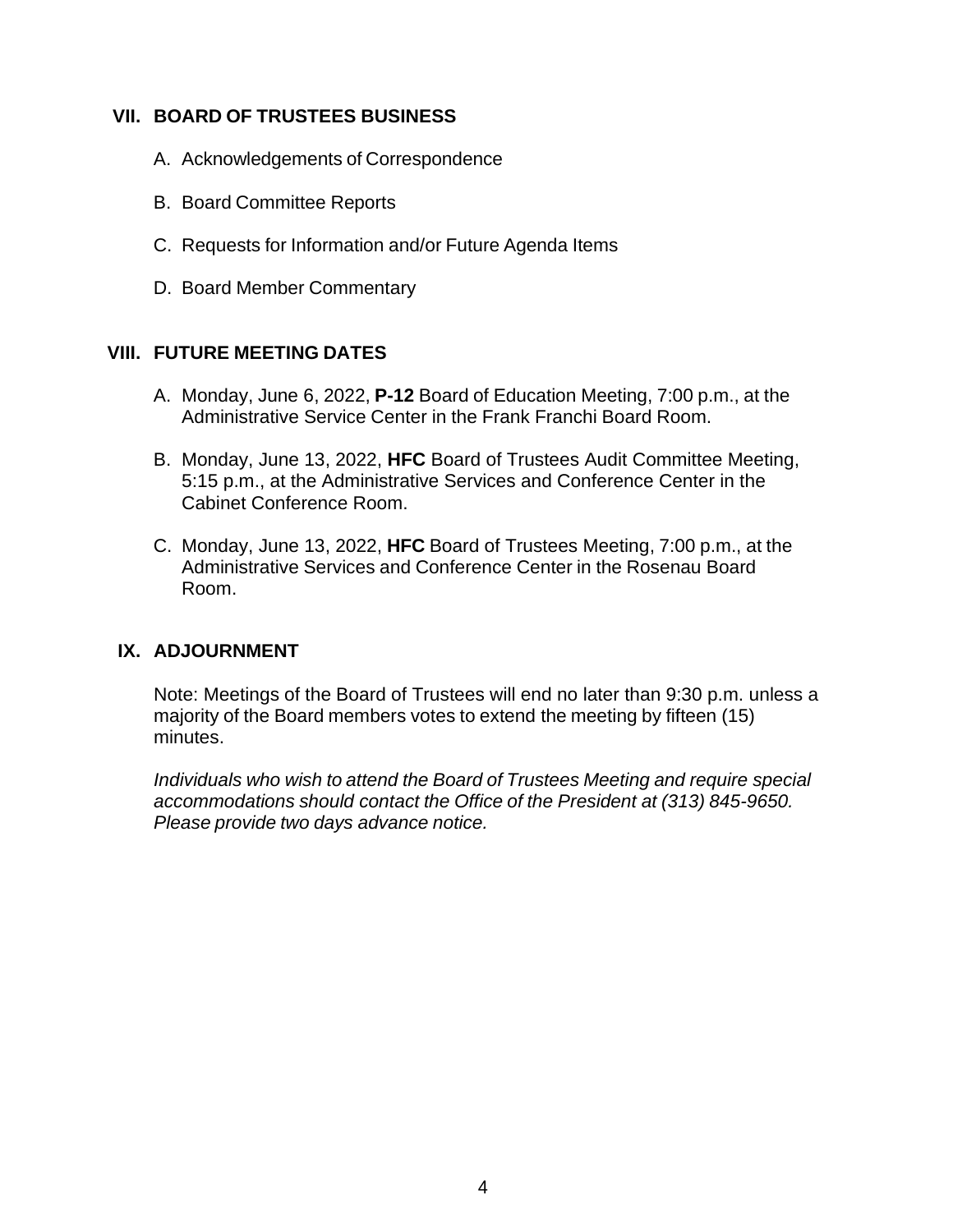## VII. BOARD OF TRUSTEES BUSINESS

A. Acknowledgements of Correspondence

B. Board Committee Reports

C. Requests for Information and/or Future Agenda Items

D. Board Member Commentary

## VIII. FUTURE MEETING DATES

A. Monday, June 6, 2022, **P-12** Board of Education Meeting, 7:00 p.m., at the Administrative Service Center in the Frank Franchi Board Room.

B. Monday, June 13, 2022, **HFC** Board of Trustees Audit Committee Meeting, 5:15 p.m., at the Administrative Services and Conference Center in the Cabinet Conference Room.

C. Monday, June 13, 2022, **HFC** Board of Trustees Meeting, 7:00 p.m., at the Administrative Services and Conference Center in the Rosenau Board Room.

## IX. ADJOURNMENT

Note: Meetings of the Board of Trustees will end no later than 9:30 p.m. unless a majority of the Board members votes to extend the meeting by fifteen (15) minutes.

*Individuals who wish to attend the Board of Trustees Meeting and require special accommodations should contact the Office of the President at (313) 845-9650. Please provide two days advance notice.*